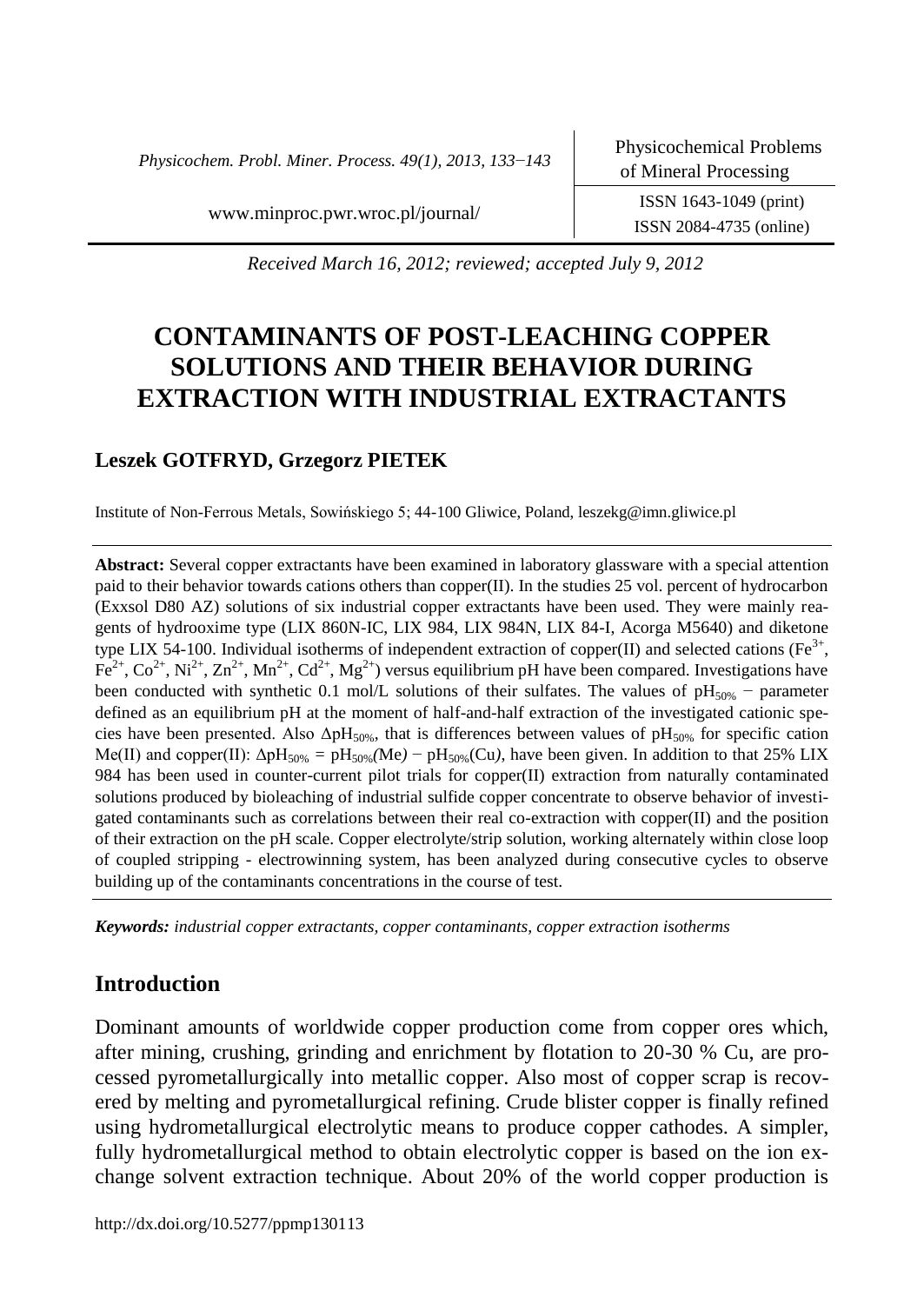*Received March 16, 2012; reviewed; accepted July 9, 2012*

# CONTAMINANTS OF POST-LEACHING COPPER SOLUTIONS AND THEIR BEHAVIOR DURING EXTRACTION WITH INDUSTRIAL EXTRACTANTS

**Leszek GOTFRYD, Grzegorz PIETEK**

Institute of Non-Ferrous Metals, Sowińskiego 5; 44-100 Gliwice, Poland, leszekg@imn.gliwice.pl

**Abstract:** Several copper extractants have been examined in laboratory glassware with a special attention paid to their behavior towards cations others than copper(II). In the studies 25 vol. percent of hydrocarbon (Exxsol D80 AZ) solutions of six industrial copper extractants have been used. They were mainly reagents of hydrooxime type (LIX 860N-IC, LIX 984, LIX 984N, LIX 84-I, Acorga M5640) and diketone type LIX 54-100. Individual isotherms of independent extraction of copper(II) and selected cations ($Fe^{3+}$, $Fe^{2+}$, $Co^{2+}$, $Ni^{2+}$, $Zn^{2+}$, $Mn^{2+}$, $Cd^{2+}$, $Mg^{2+}$) versus equilibrium pH have been compared. Investigations have been conducted with synthetic 0.1 mol/L solutions of their sulfates. The values of $pH_{50\%}$ − parameter defined as an equilibrium pH at the moment of half-and-half extraction of the investigated cationic species have been presented. Also $\Delta pH_{50\%}$, that is differences between values of $pH_{50\%}$ for specific cation Me(II) and copper(II): $\Delta pH_{50\%} = pH_{50\%}(Me) - pH_{50\%}(Cu)$, have been given. In addition to that 25% LIX 984 has been used in counter-current pilot trials for copper(II) extraction from naturally contaminated solutions produced by bioleaching of industrial sulfide copper concentrate to observe behavior of investigated contaminants such as correlations between their real co-extraction with copper(II) and the position of their extraction on the pH scale. Copper electrolyte/strip solution, working alternately within close loop of coupled stripping - electrowinning system, has been analyzed during consecutive cycles to observe building up of the contaminants concentrations in the course of test.

***Keywords:** industrial copper extractants, copper contaminants, copper extraction isotherms*

## Introduction

Dominant amounts of worldwide copper production come from copper ores which, after mining, crushing, grinding and enrichment by flotation to 20-30 % Cu, are processed pyrometallurgically into metallic copper. Also most of copper scrap is recovered by melting and pyrometallurgical refining. Crude blister copper is finally refined using hydrometallurgical electrolytic means to produce copper cathodes. A simpler, fully hydrometallurgical method to obtain electrolytic copper is based on the ion exchange solvent extraction technique. About 20% of the world copper production is

http://dx.doi.org/10.5277/ppmp130113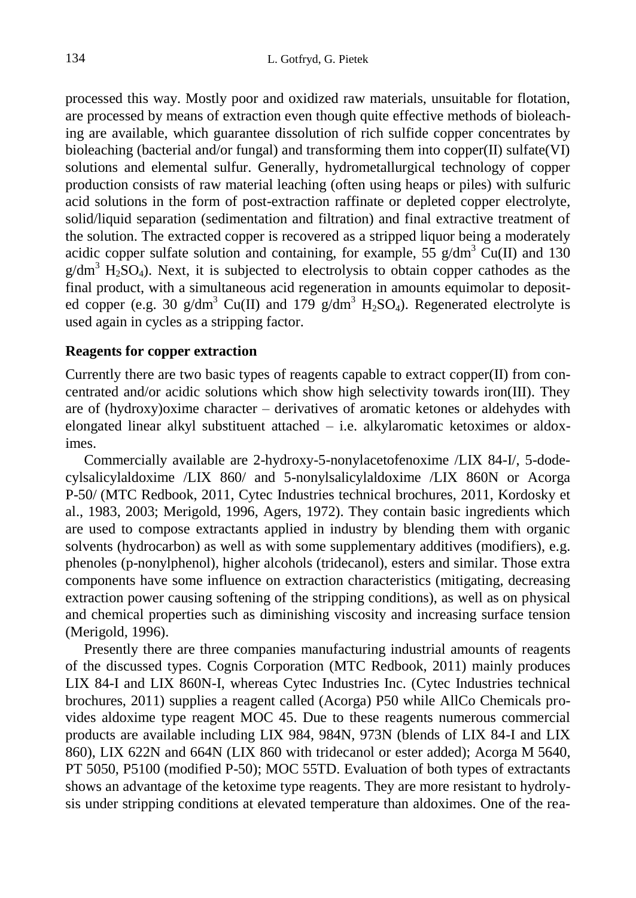processed this way. Mostly poor and oxidized raw materials, unsuitable for flotation, are processed by means of extraction even though quite effective methods of bioleaching are available, which guarantee dissolution of rich sulfide copper concentrates by bioleaching (bacterial and/or fungal) and transforming them into copper(II) sulfate(VI) solutions and elemental sulfur. Generally, hydrometallurgical technology of copper production consists of raw material leaching (often using heaps or piles) with sulfuric acid solutions in the form of post-extraction raffinate or depleted copper electrolyte, solid/liquid separation (sedimentation and filtration) and final extractive treatment of the solution. The extracted copper is recovered as a stripped liquor being a moderately acidic copper sulfate solution and containing, for example, 55 $g/dm^3$ Cu(II) and 130 $g/dm^3$ $H_2SO_4$). Next, it is subjected to electrolysis to obtain copper cathodes as the final product, with a simultaneous acid regeneration in amounts equimolar to deposited copper (e.g. 30 $g/dm^3$ Cu(II) and 179 $g/dm^3$ $H_2SO_4$). Regenerated electrolyte is used again in cycles as a stripping factor.

## Reagents for copper extraction

Currently there are two basic types of reagents capable to extract copper(II) from concentrated and/or acidic solutions which show high selectivity towards iron(III). They are of (hydroxy)oxime character – derivatives of aromatic ketones or aldehydes with elongated linear alkyl substituent attached – i.e. alkylaromatic ketoximes or aldoximes.

Commercially available are 2-hydroxy-5-nonylacetofenoxime /LIX 84-I/, 5-dodecylsalicylaldoxime /LIX 860/ and 5-nonylsalicylaldoxime /LIX 860N or Acorga P-50/ (MTC Redbook, 2011, Cytec Industries technical brochures, 2011, Kordosky et al., 1983, 2003; Merigold, 1996, Agers, 1972). They contain basic ingredients which are used to compose extractants applied in industry by blending them with organic solvents (hydrocarbon) as well as with some supplementary additives (modifiers), e.g. phenoles (p-nonylphenol), higher alcohols (tridecanol), esters and similar. Those extra components have some influence on extraction characteristics (mitigating, decreasing extraction power causing softening of the stripping conditions), as well as on physical and chemical properties such as diminishing viscosity and increasing surface tension (Merigold, 1996).

Presently there are three companies manufacturing industrial amounts of reagents of the discussed types. Cognis Corporation (MTC Redbook, 2011) mainly produces LIX 84-I and LIX 860N-I, whereas Cytec Industries Inc. (Cytec Industries technical brochures, 2011) supplies a reagent called (Acorga) P50 while AllCo Chemicals provides aldoxime type reagent MOC 45. Due to these reagents numerous commercial products are available including LIX 984, 984N, 973N (blends of LIX 84-I and LIX 860), LIX 622N and 664N (LIX 860 with tridecanol or ester added); Acorga M 5640, PT 5050, P5100 (modified P-50); MOC 55TD. Evaluation of both types of extractants shows an advantage of the ketoxime type reagents. They are more resistant to hydrolysis under stripping conditions at elevated temperature than aldoximes. One of the rea-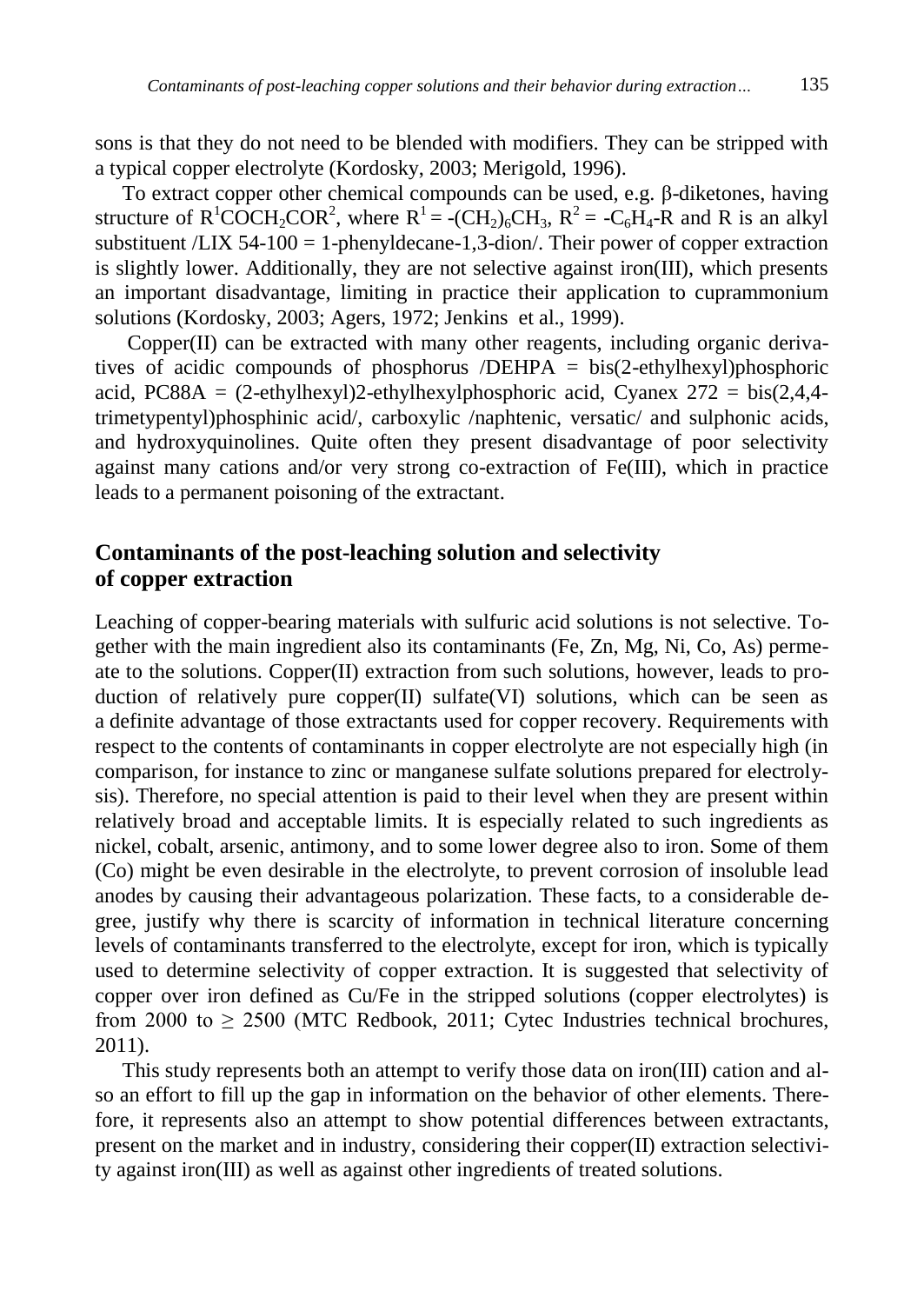sons is that they do not need to be blended with modifiers. They can be stripped with a typical copper electrolyte (Kordosky, 2003; Merigold, 1996).

To extract copper other chemical compounds can be used, e.g. β-diketones, having structure of $R^1COCH_2COR^2$, where $R^1 = -(CH_2)_6CH_3$, $R^2 = -C_6H_4-R$ and R is an alkyl substituent /LIX 54-100 = 1-phenyldecane-1,3-dion/. Their power of copper extraction is slightly lower. Additionally, they are not selective against iron(III), which presents an important disadvantage, limiting in practice their application to cuprammonium solutions (Kordosky, 2003; Agers, 1972; Jenkins et al., 1999).

Copper(II) can be extracted with many other reagents, including organic derivatives of acidic compounds of phosphorus /DEHPA = bis(2-ethylhexyl)phosphoric acid, PC88A = (2-ethylhexyl)2-ethylhexylphosphoric acid, Cyanex 272 = bis(2,4,4-trimetypentyl)phosphinic acid/, carboxylic /naphtenic, versatic/ and sulphonic acids, and hydroxyquinolines. Quite often they present disadvantage of poor selectivity against many cations and/or very strong co-extraction of Fe(III), which in practice leads to a permanent poisoning of the extractant.

## Contaminants of the post-leaching solution and selectivity of copper extraction

Leaching of copper-bearing materials with sulfuric acid solutions is not selective. Together with the main ingredient also its contaminants (Fe, Zn, Mg, Ni, Co, As) permeate to the solutions. Copper(II) extraction from such solutions, however, leads to production of relatively pure copper(II) sulfate(VI) solutions, which can be seen as a definite advantage of those extractants used for copper recovery. Requirements with respect to the contents of contaminants in copper electrolyte are not especially high (in comparison, for instance to zinc or manganese sulfate solutions prepared for electrolysis). Therefore, no special attention is paid to their level when they are present within relatively broad and acceptable limits. It is especially related to such ingredients as nickel, cobalt, arsenic, antimony, and to some lower degree also to iron. Some of them (Co) might be even desirable in the electrolyte, to prevent corrosion of insoluble lead anodes by causing their advantageous polarization. These facts, to a considerable degree, justify why there is scarcity of information in technical literature concerning levels of contaminants transferred to the electrolyte, except for iron, which is typically used to determine selectivity of copper extraction. It is suggested that selectivity of copper over iron defined as Cu/Fe in the stripped solutions (copper electrolytes) is from 2000 to $\geq$ 2500 (MTC Redbook, 2011; Cytec Industries technical brochures, 2011).

This study represents both an attempt to verify those data on iron(III) cation and also an effort to fill up the gap in information on the behavior of other elements. Therefore, it represents also an attempt to show potential differences between extractants, present on the market and in industry, considering their copper(II) extraction selectivity against iron(III) as well as against other ingredients of treated solutions.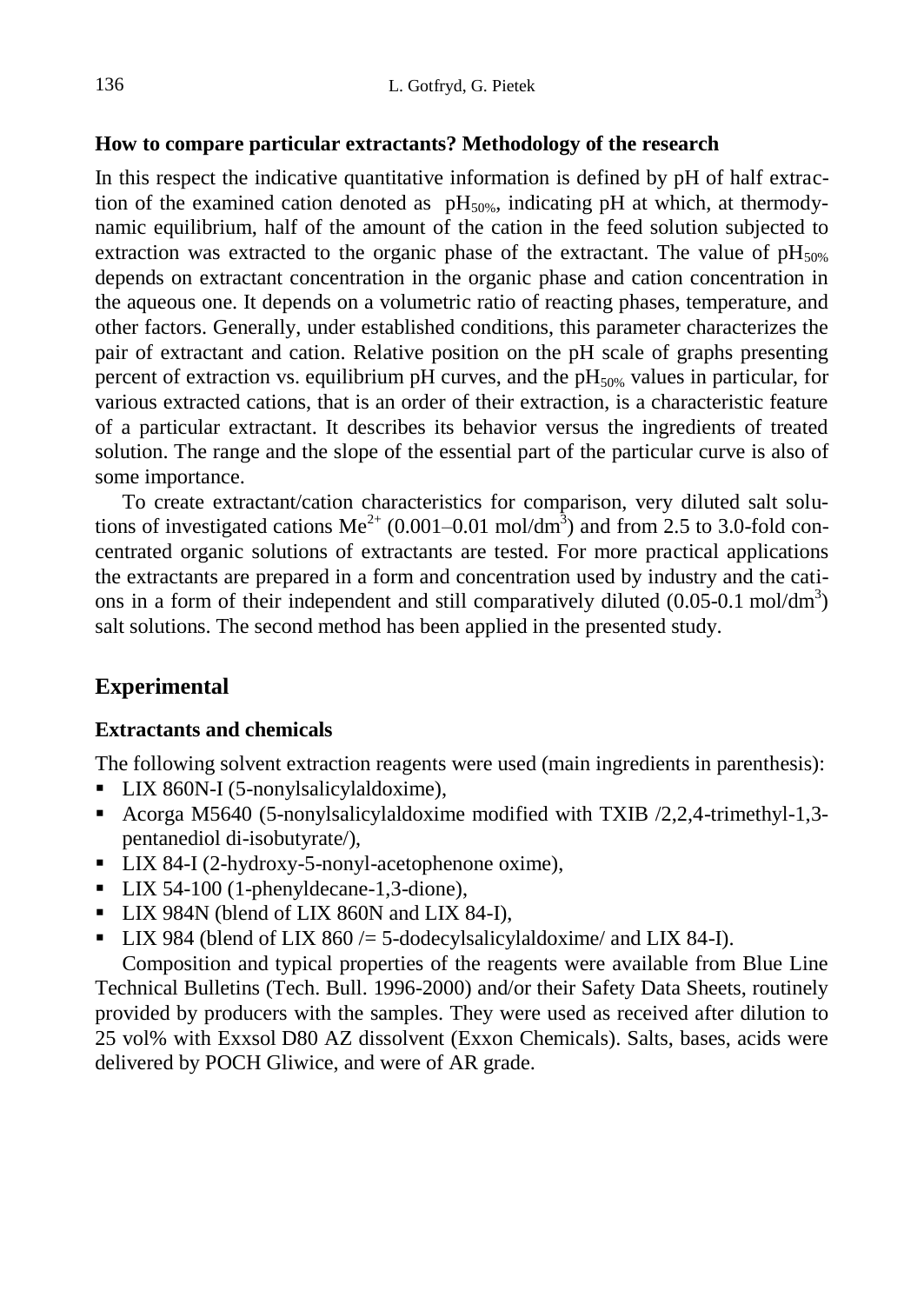### How to compare particular extractants? Methodology of the research

In this respect the indicative quantitative information is defined by pH of half extraction of the examined cation denoted as $pH_{50\%}$, indicating pH at which, at thermodynamic equilibrium, half of the amount of the cation in the feed solution subjected to extraction was extracted to the organic phase of the extractant. The value of $pH_{50\%}$ depends on extractant concentration in the organic phase and cation concentration in the aqueous one. It depends on a volumetric ratio of reacting phases, temperature, and other factors. Generally, under established conditions, this parameter characterizes the pair of extractant and cation. Relative position on the pH scale of graphs presenting percent of extraction vs. equilibrium pH curves, and the $pH_{50\%}$ values in particular, for various extracted cations, that is an order of their extraction, is a characteristic feature of a particular extractant. It describes its behavior versus the ingredients of treated solution. The range and the slope of the essential part of the particular curve is also of some importance.

To create extractant/cation characteristics for comparison, very diluted salt solutions of investigated cations $Me^{2+}$ (0.001–0.01 mol/dm$^3$) and from 2.5 to 3.0-fold concentrated organic solutions of extractants are tested. For more practical applications the extractants are prepared in a form and concentration used by industry and the cations in a form of their independent and still comparatively diluted (0.05-0.1 mol/dm$^3$) salt solutions. The second method has been applied in the presented study.

## Experimental

### Extractants and chemicals

The following solvent extraction reagents were used (main ingredients in parenthesis):

- LIX 860N-I (5-nonylsalicylaldoxime),
- Acorga M5640 (5-nonylsalicylaldoxime modified with TXIB /2,2,4-trimethyl-1,3-pentanediol di-isobutyrate/),
- LIX 84-I (2-hydroxy-5-nonyl-acetophenone oxime),
- LIX 54-100 (1-phenyldecane-1,3-dione),
- LIX 984N (blend of LIX 860N and LIX 84-I),
- LIX 984 (blend of LIX 860 /= 5-dodecylsalicylaldoxime/ and LIX 84-I).

Composition and typical properties of the reagents were available from Blue Line Technical Bulletins (Tech. Bull. 1996-2000) and/or their Safety Data Sheets, routinely provided by producers with the samples. They were used as received after dilution to 25 vol% with Exxsol D80 AZ dissolvent (Exxon Chemicals). Salts, bases, acids were delivered by POCH Gliwice, and were of AR grade.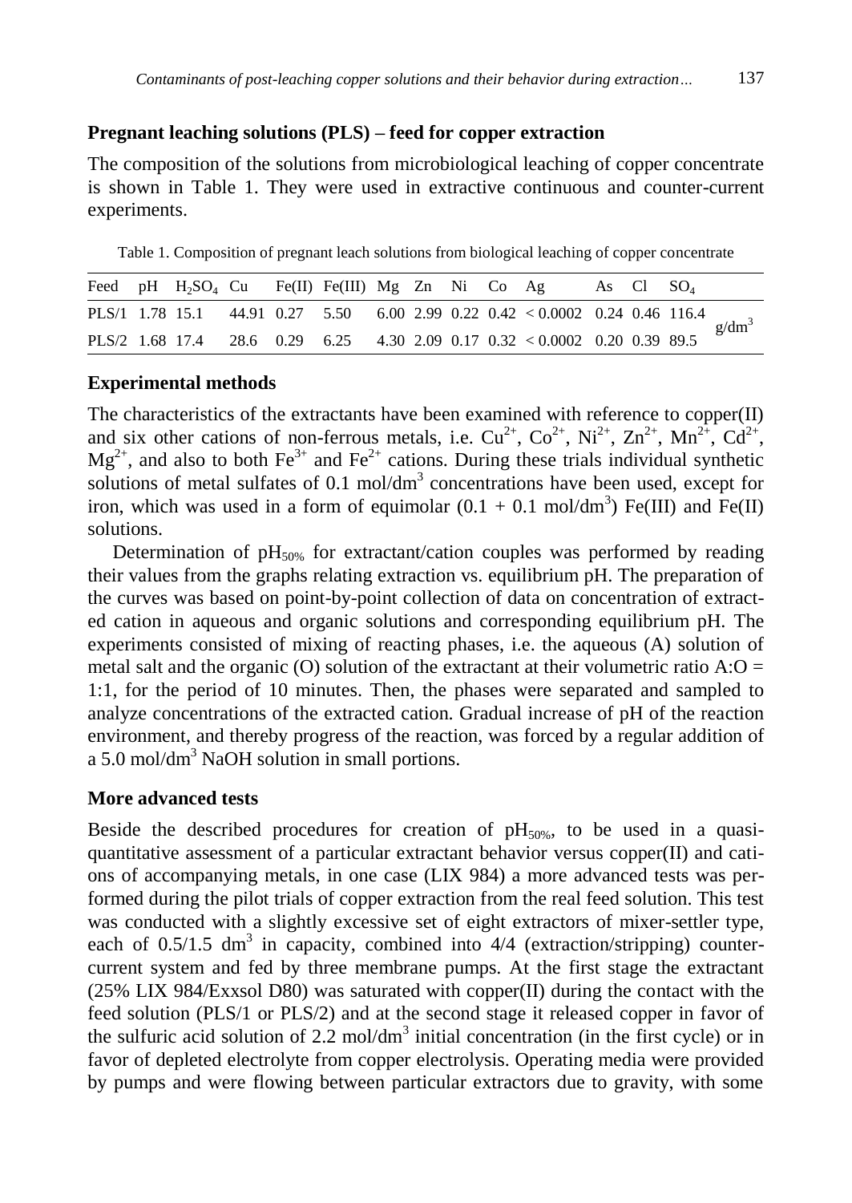## Pregnant leaching solutions (PLS) – feed for copper extraction

The composition of the solutions from microbiological leaching of copper concentrate is shown in Table 1. They were used in extractive continuous and counter-current experiments.

Table 1. Composition of pregnant leach solutions from biological leaching of copper concentrate

| Feed | pH | $H_2SO_4$ | Cu | Fe(II) | Fe(III) | Mg | Zn | Ni | Co | Ag | As | Cl | $SO_4$ | |
|---|---|---|---|---|---|---|---|---|---|---|---|---|---|---|
| PLS/1 | 1.78 | 15.1 | 44.91 | 0.27 | 5.50 | 6.00 | 2.99 | 0.22 | 0.42 | < 0.0002 | 0.24 | 0.46 | 116.4 | $g/dm^3$ |
| PLS/2 | 1.68 | 17.4 | 28.6 | 0.29 | 6.25 | 4.30 | 2.09 | 0.17 | 0.32 | < 0.0002 | 0.20 | 0.39 | 89.5 | |

## Experimental methods

The characteristics of the extractants have been examined with reference to copper(II) and six other cations of non-ferrous metals, i.e. $Cu^{2+}$, $Co^{2+}$, $Ni^{2+}$, $Zn^{2+}$, $Mn^{2+}$, $Cd^{2+}$, $Mg^{2+}$, and also to both $Fe^{3+}$ and $Fe^{2+}$ cations. During these trials individual synthetic solutions of metal sulfates of 0.1 $mol/dm^3$ concentrations have been used, except for iron, which was used in a form of equimolar (0.1 + 0.1 $mol/dm^3$) Fe(III) and Fe(II) solutions.

Determination of $pH_{50\%}$ for extractant/cation couples was performed by reading their values from the graphs relating extraction vs. equilibrium pH. The preparation of the curves was based on point-by-point collection of data on concentration of extracted cation in aqueous and organic solutions and corresponding equilibrium pH. The experiments consisted of mixing of reacting phases, i.e. the aqueous (A) solution of metal salt and the organic (O) solution of the extractant at their volumetric ratio A:O = 1:1, for the period of 10 minutes. Then, the phases were separated and sampled to analyze concentrations of the extracted cation. Gradual increase of pH of the reaction environment, and thereby progress of the reaction, was forced by a regular addition of a 5.0 $mol/dm^3$ NaOH solution in small portions.

## More advanced tests

Beside the described procedures for creation of $pH_{50\%}$, to be used in a quasi-quantitative assessment of a particular extractant behavior versus copper(II) and cations of accompanying metals, in one case (LIX 984) a more advanced tests was performed during the pilot trials of copper extraction from the real feed solution. This test was conducted with a slightly excessive set of eight extractors of mixer-settler type, each of 0.5/1.5 $dm^3$ in capacity, combined into 4/4 (extraction/stripping) counter-current system and fed by three membrane pumps. At the first stage the extractant (25% LIX 984/Exxsol D80) was saturated with copper(II) during the contact with the feed solution (PLS/1 or PLS/2) and at the second stage it released copper in favor of the sulfuric acid solution of 2.2 $mol/dm^3$ initial concentration (in the first cycle) or in favor of depleted electrolyte from copper electrolysis. Operating media were provided by pumps and were flowing between particular extractors due to gravity, with some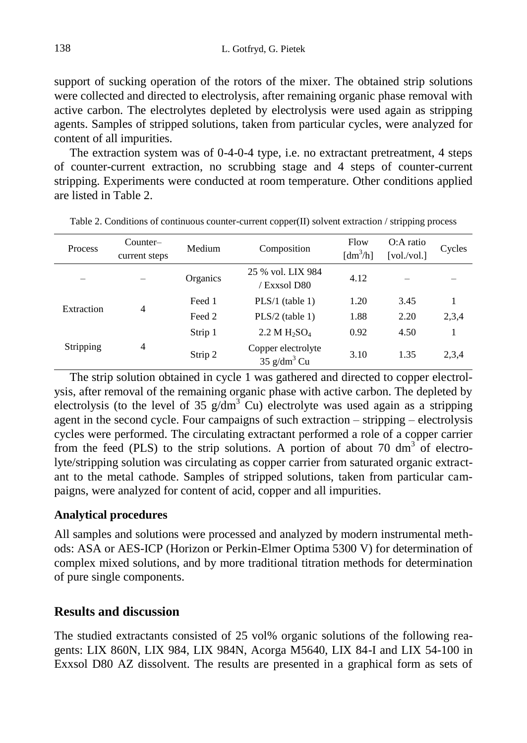support of sucking operation of the rotors of the mixer. The obtained strip solutions were collected and directed to electrolysis, after remaining organic phase removal with active carbon. The electrolytes depleted by electrolysis were used again as stripping agents. Samples of stripped solutions, taken from particular cycles, were analyzed for content of all impurities.

The extraction system was of 0-4-0-4 type, i.e. no extractant pretreatment, 4 steps of counter-current extraction, no scrubbing stage and 4 steps of counter-current stripping. Experiments were conducted at room temperature. Other conditions applied are listed in Table 2.

Table 2. Conditions of continuous counter-current copper(II) solvent extraction / stripping process

| Process | Counter–current steps | Medium | Composition | Flow [$dm^3$/h] | O:A ratio [vol./vol.] | Cycles |
|---|---|---|---|---|---|---|
| – | – | Organics | 25 % vol. LIX 984 / Exxsol D80 | 4.12 | – | – |
| Extraction | 4 | Feed 1 | PLS/1 (table 1) | 1.20 | 3.45 | 1 |
| | | Feed 2 | PLS/2 (table 1) | 1.88 | 2.20 | 2,3,4 |
| Stripping | 4 | Strip 1 | 2.2 M $H_2SO_4$ | 0.92 | 4.50 | 1 |
| | | Strip 2 | Copper electrolyte 35 g/$dm^3$ Cu | 3.10 | 1.35 | 2,3,4 |

The strip solution obtained in cycle 1 was gathered and directed to copper electrolysis, after removal of the remaining organic phase with active carbon. The depleted by electrolysis (to the level of 35 g/$dm^3$ Cu) electrolyte was used again as a stripping agent in the second cycle. Four campaigns of such extraction – stripping – electrolysis cycles were performed. The circulating extractant performed a role of a copper carrier from the feed (PLS) to the strip solutions. A portion of about 70 $dm^3$ of electrolyte/stripping solution was circulating as copper carrier from saturated organic extractant to the metal cathode. Samples of stripped solutions, taken from particular campaigns, were analyzed for content of acid, copper and all impurities.

### Analytical procedures

All samples and solutions were processed and analyzed by modern instrumental methods: ASA or AES-ICP (Horizon or Perkin-Elmer Optima 5300 V) for determination of complex mixed solutions, and by more traditional titration methods for determination of pure single components.

## Results and discussion

The studied extractants consisted of 25 vol% organic solutions of the following reagents: LIX 860N, LIX 984, LIX 984N, Acorga M5640, LIX 84-I and LIX 54-100 in Exxsol D80 AZ dissolvent. The results are presented in a graphical form as sets of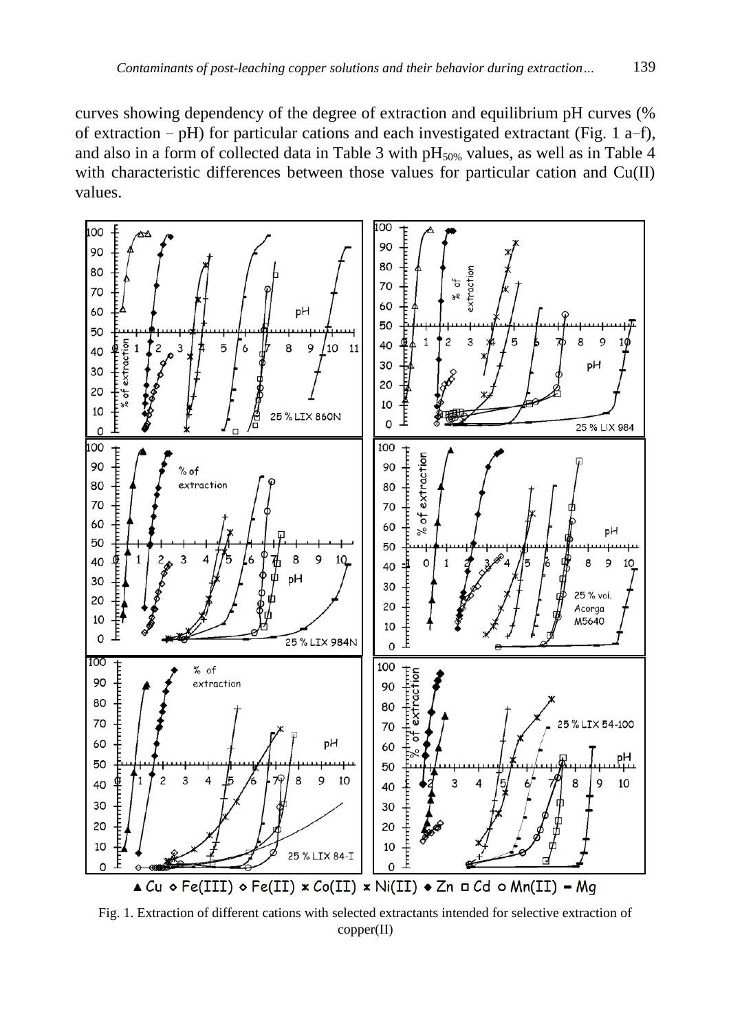curves showing dependency of the degree of extraction and equilibrium pH curves (% of extraction – pH) for particular cations and each investigated extractant (Fig. 1 a–f), and also in a form of collected data in Table 3 with $pH_{50\%}$ values, as well as in Table 4 with characteristic differences between those values for particular cation and Cu(II) values.

Fig. 1. Extraction of different cations with selected extractants intended for selective extraction of copper(II)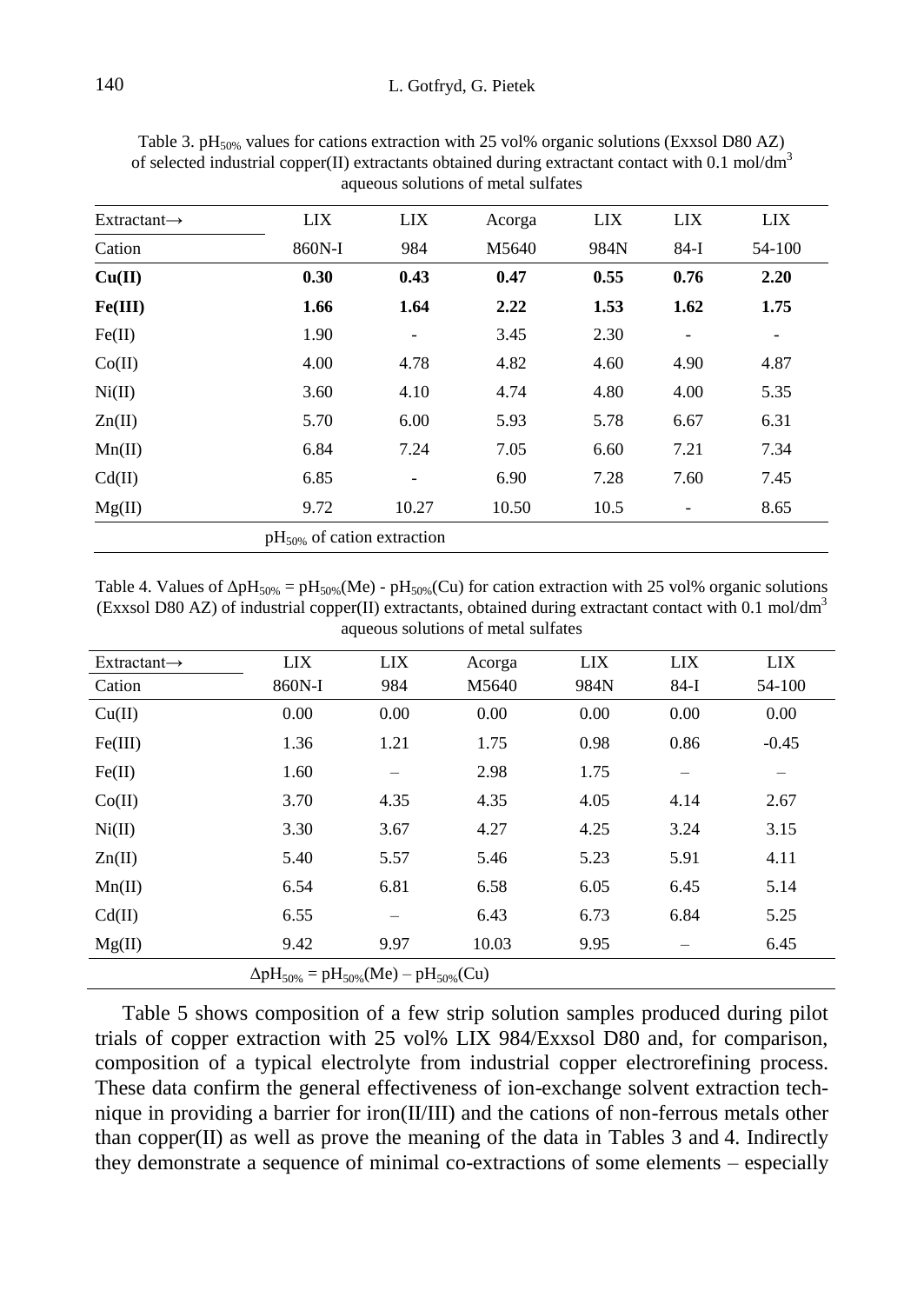Table 3. $pH_{50\%}$ values for cations extraction with 25 vol% organic solutions (Exxsol D80 AZ) of selected industrial copper(II) extractants obtained during extractant contact with 0.1 mol/dm$^3$ aqueous solutions of metal sulfates

| Extractant→ Cation | LIX 860N-I | LIX 984 | Acorga M5640 | LIX 984N | LIX 84-I | LIX 54-100 |
|---|---|---|---|---|---|---|
| **Cu(II)** | **0.30** | **0.43** | **0.47** | **0.55** | **0.76** | **2.20** |
| **Fe(III)** | **1.66** | **1.64** | **2.22** | **1.53** | **1.62** | **1.75** |
| Fe(II) | 1.90 | - | 3.45 | 2.30 | - | - |
| Co(II) | 4.00 | 4.78 | 4.82 | 4.60 | 4.90 | 4.87 |
| Ni(II) | 3.60 | 4.10 | 4.74 | 4.80 | 4.00 | 5.35 |
| Zn(II) | 5.70 | 6.00 | 5.93 | 5.78 | 6.67 | 6.31 |
| Mn(II) | 6.84 | 7.24 | 7.05 | 6.60 | 7.21 | 7.34 |
| Cd(II) | 6.85 | - | 6.90 | 7.28 | 7.60 | 7.45 |
| Mg(II) | 9.72 | 10.27 | 10.50 | 10.5 | - | 8.65 |
| | $pH_{50\%}$ of cation extraction | | | | | |

Table 4. Values of $\Delta pH_{50\%} = pH_{50\%}(Me) - pH_{50\%}(Cu)$ for cation extraction with 25 vol% organic solutions (Exxsol D80 AZ) of industrial copper(II) extractants, obtained during extractant contact with 0.1 mol/dm$^3$ aqueous solutions of metal sulfates

| Extractant→ Cation | LIX 860N-I | LIX 984 | Acorga M5640 | LIX 984N | LIX 84-I | LIX 54-100 |
|---|---|---|---|---|---|---|
| Cu(II) | 0.00 | 0.00 | 0.00 | 0.00 | 0.00 | 0.00 |
| Fe(III) | 1.36 | 1.21 | 1.75 | 0.98 | 0.86 | -0.45 |
| Fe(II) | 1.60 | – | 2.98 | 1.75 | – | – |
| Co(II) | 3.70 | 4.35 | 4.35 | 4.05 | 4.14 | 2.67 |
| Ni(II) | 3.30 | 3.67 | 4.27 | 4.25 | 3.24 | 3.15 |
| Zn(II) | 5.40 | 5.57 | 5.46 | 5.23 | 5.91 | 4.11 |
| Mn(II) | 6.54 | 6.81 | 6.58 | 6.05 | 6.45 | 5.14 |
| Cd(II) | 6.55 | – | 6.43 | 6.73 | 6.84 | 5.25 |
| Mg(II) | 9.42 | 9.97 | 10.03 | 9.95 | – | 6.45 |
| | $\Delta pH_{50\%} = pH_{50\%}(Me) – pH_{50\%}(Cu)$ | | | | | |

Table 5 shows composition of a few strip solution samples produced during pilot trials of copper extraction with 25 vol% LIX 984/Exxsol D80 and, for comparison, composition of a typical electrolyte from industrial copper electrorefining process. These data confirm the general effectiveness of ion-exchange solvent extraction technique in providing a barrier for iron(II/III) and the cations of non-ferrous metals other than copper(II) as well as prove the meaning of the data in Tables 3 and 4. Indirectly they demonstrate a sequence of minimal co-extractions of some elements – especially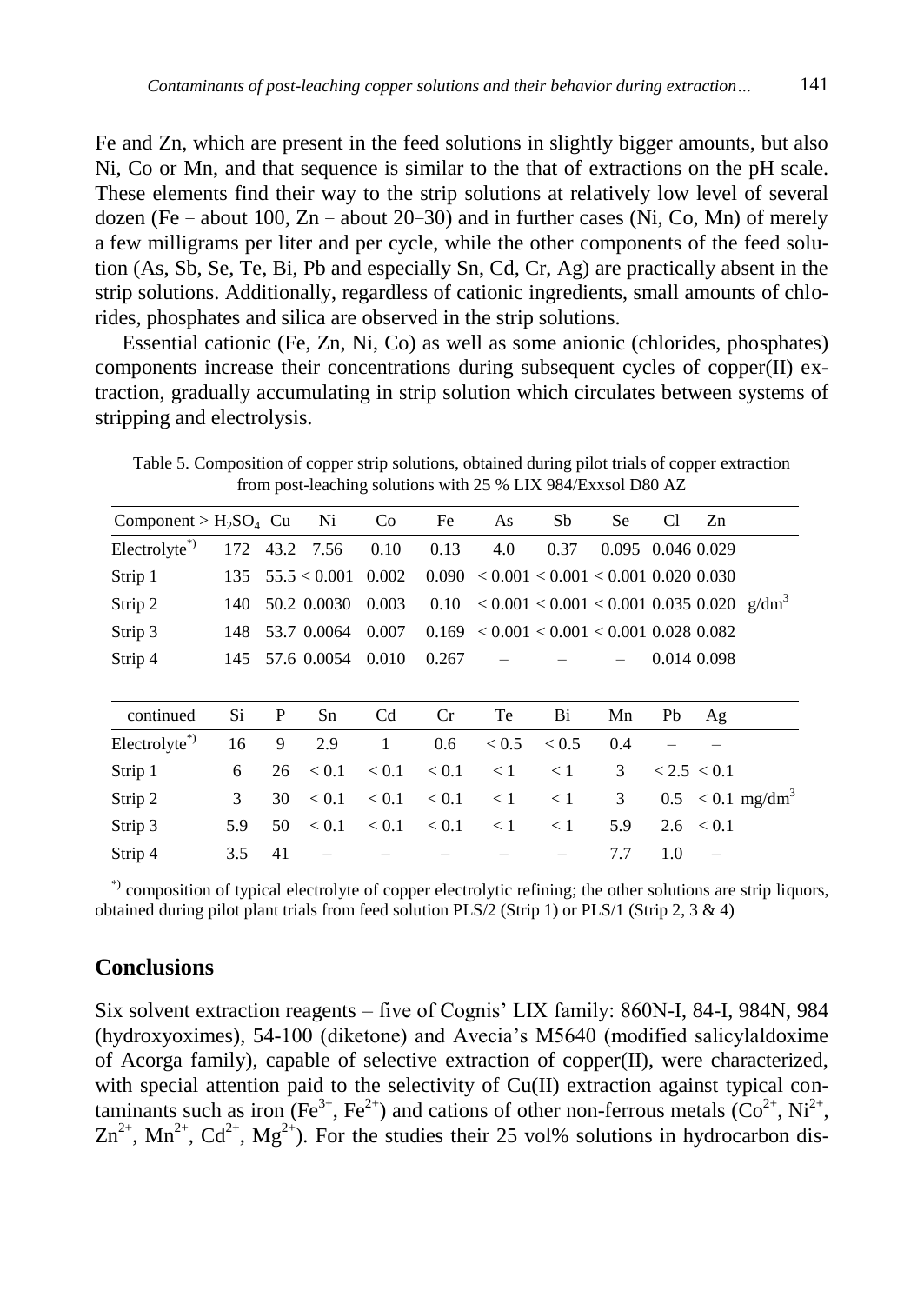Fe and Zn, which are present in the feed solutions in slightly bigger amounts, but also Ni, Co or Mn, and that sequence is similar to the that of extractions on the pH scale. These elements find their way to the strip solutions at relatively low level of several dozen (Fe – about 100, Zn – about 20–30) and in further cases (Ni, Co, Mn) of merely a few milligrams per liter and per cycle, while the other components of the feed solution (As, Sb, Se, Te, Bi, Pb and especially Sn, Cd, Cr, Ag) are practically absent in the strip solutions. Additionally, regardless of cationic ingredients, small amounts of chlorides, phosphates and silica are observed in the strip solutions.

Essential cationic (Fe, Zn, Ni, Co) as well as some anionic (chlorides, phosphates) components increase their concentrations during subsequent cycles of copper(II) extraction, gradually accumulating in strip solution which circulates between systems of stripping and electrolysis.

Table 5. Composition of copper strip solutions, obtained during pilot trials of copper extraction from post-leaching solutions with 25 % LIX 984/Exxsol D80 AZ

| Component > | $H_2SO_4$ | Cu | Ni | Co | Fe | As | Sb | Se | Cl | Zn | |
|---|---|---|---|---|---|---|---|---|---|---|---|
| Electrolyte*) | 172 | 43.2 | 7.56 | 0.10 | 0.13 | 4.0 | 0.37 | 0.095 | 0.046 | 0.029 | |
| Strip 1 | 135 | 55.5 | < 0.001 | 0.002 | 0.090 | < 0.001 | < 0.001 | < 0.001 | 0.020 | 0.030 | |
| Strip 2 | 140 | 50.2 | 0.0030 | 0.003 | 0.10 | < 0.001 | < 0.001 | < 0.001 | 0.035 | 0.020 | $g/dm^3$ |
| Strip 3 | 148 | 53.7 | 0.0064 | 0.007 | 0.169 | < 0.001 | < 0.001 | < 0.001 | 0.028 | 0.082 | |
| Strip 4 | 145 | 57.6 | 0.0054 | 0.010 | 0.267 | – | – | – | 0.014 | 0.098 | |
| **continued** | **Si** | **P** | **Sn** | **Cd** | **Cr** | **Te** | **Bi** | **Mn** | **Pb** | **Ag** | |
| Electrolyte*) | 16 | 9 | 2.9 | 1 | 0.6 | < 0.5 | < 0.5 | 0.4 | – | – | |
| Strip 1 | 6 | 26 | < 0.1 | < 0.1 | < 0.1 | < 1 | < 1 | 3 | < 2.5 | < 0.1 | |
| Strip 2 | 3 | 30 | < 0.1 | < 0.1 | < 0.1 | < 1 | < 1 | 3 | 0.5 | < 0.1 | $mg/dm^3$ |
| Strip 3 | 5.9 | 50 | < 0.1 | < 0.1 | < 0.1 | < 1 | < 1 | 5.9 | 2.6 | < 0.1 | |
| Strip 4 | 3.5 | 41 | – | – | – | – | – | 7.7 | 1.0 | – | |

*) composition of typical electrolyte of copper electrolytic refining; the other solutions are strip liquors, obtained during pilot plant trials from feed solution PLS/2 (Strip 1) or PLS/1 (Strip 2, 3 & 4)

## Conclusions

Six solvent extraction reagents – five of Cognis' LIX family: 860N-I, 84-I, 984N, 984 (hydroxyoximes), 54-100 (diketone) and Avecia's M5640 (modified salicylaldoxime of Acorga family), capable of selective extraction of copper(II), were characterized, with special attention paid to the selectivity of Cu(II) extraction against typical contaminants such as iron ($Fe^{3+}$, $Fe^{2+}$) and cations of other non-ferrous metals ($Co^{2+}$, $Ni^{2+}$, $Zn^{2+}$, $Mn^{2+}$, $Cd^{2+}$, $Mg^{2+}$). For the studies their 25 vol% solutions in hydrocarbon dis-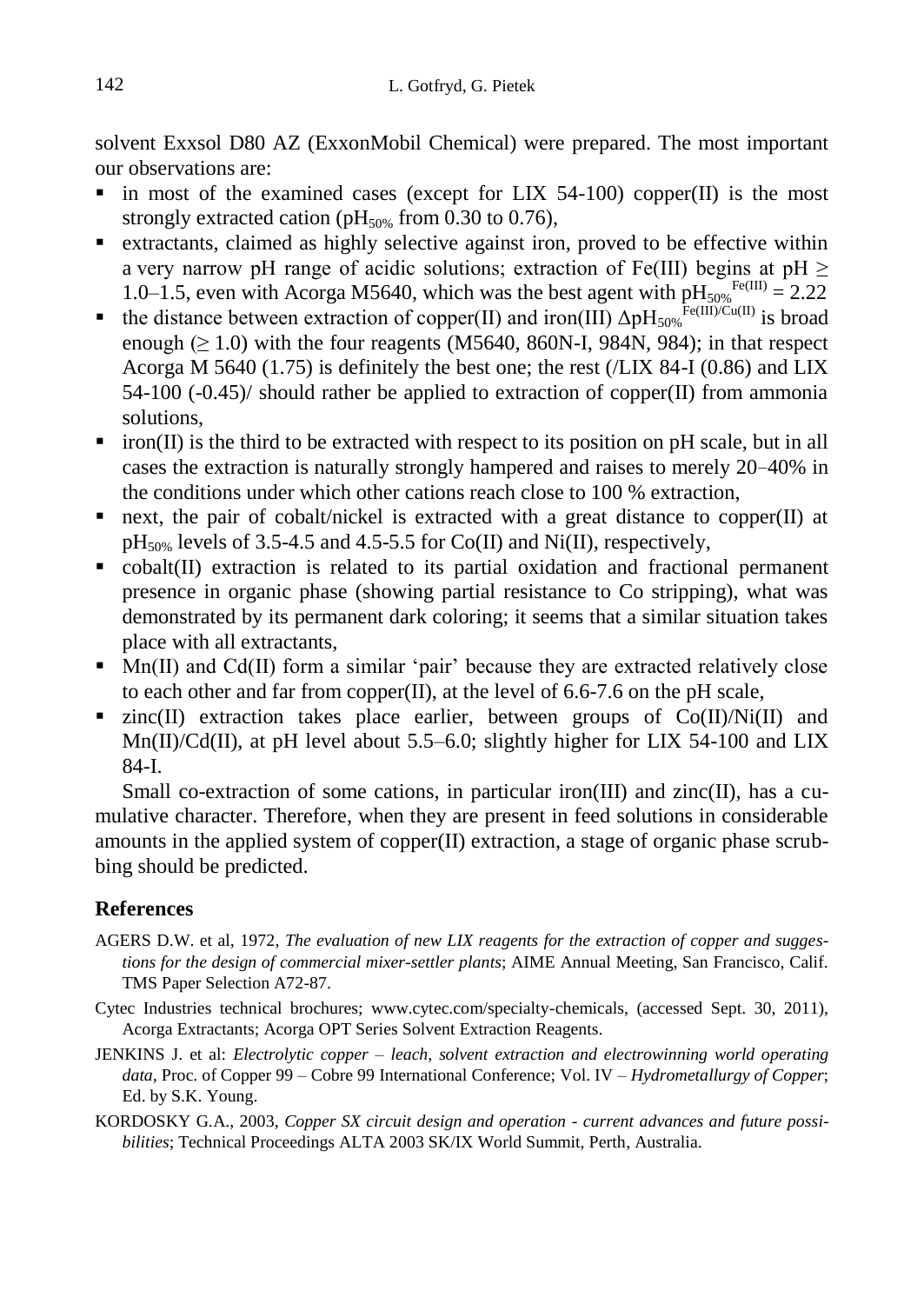solvent Exxsol D80 AZ (ExxonMobil Chemical) were prepared. The most important our observations are:

- in most of the examined cases (except for LIX 54-100) copper(II) is the most strongly extracted cation ($pH_{50\%}$ from 0.30 to 0.76),
- extractants, claimed as highly selective against iron, proved to be effective within a very narrow pH range of acidic solutions; extraction of Fe(III) begins at pH ≥ 1.0–1.5, even with Acorga M5640, which was the best agent with $pH_{50\%}^{Fe(III)} = 2.22$
- the distance between extraction of copper(II) and iron(III) $\Delta pH_{50\%}^{Fe(III)/Cu(II)}$ is broad enough (≥ 1.0) with the four reagents (M5640, 860N-I, 984N, 984); in that respect Acorga M 5640 (1.75) is definitely the best one; the rest (/LIX 84-I (0.86) and LIX 54-100 (-0.45)/ should rather be applied to extraction of copper(II) from ammonia solutions,
- iron(II) is the third to be extracted with respect to its position on pH scale, but in all cases the extraction is naturally strongly hampered and raises to merely 20–40% in the conditions under which other cations reach close to 100 % extraction,
- next, the pair of cobalt/nickel is extracted with a great distance to copper(II) at $pH_{50\%}$ levels of 3.5-4.5 and 4.5-5.5 for Co(II) and Ni(II), respectively,
- cobalt(II) extraction is related to its partial oxidation and fractional permanent presence in organic phase (showing partial resistance to Co stripping), what was demonstrated by its permanent dark coloring; it seems that a similar situation takes place with all extractants,
- Mn(II) and Cd(II) form a similar 'pair' because they are extracted relatively close to each other and far from copper(II), at the level of 6.6-7.6 on the pH scale,
- zinc(II) extraction takes place earlier, between groups of Co(II)/Ni(II) and Mn(II)/Cd(II), at pH level about 5.5–6.0; slightly higher for LIX 54-100 and LIX 84-I.

Small co-extraction of some cations, in particular iron(III) and zinc(II), has a cumulative character. Therefore, when they are present in feed solutions in considerable amounts in the applied system of copper(II) extraction, a stage of organic phase scrubbing should be predicted.

## References

AGERS D.W. et al, 1972, *The evaluation of new LIX reagents for the extraction of copper and suggestions for the design of commercial mixer-settler plants*; AIME Annual Meeting, San Francisco, Calif. TMS Paper Selection A72-87.

Cytec Industries technical brochures; www.cytec.com/specialty-chemicals, (accessed Sept. 30, 2011), Acorga Extractants; Acorga OPT Series Solvent Extraction Reagents.

JENKINS J. et al: *Electrolytic copper – leach, solvent extraction and electrowinning world operating data*, Proc. of Copper 99 – Cobre 99 International Conference; Vol. IV – *Hydrometallurgy of Copper*; Ed. by S.K. Young.

KORDOSKY G.A., 2003, *Copper SX circuit design and operation - current advances and future possibilities*; Technical Proceedings ALTA 2003 SK/IX World Summit, Perth, Australia.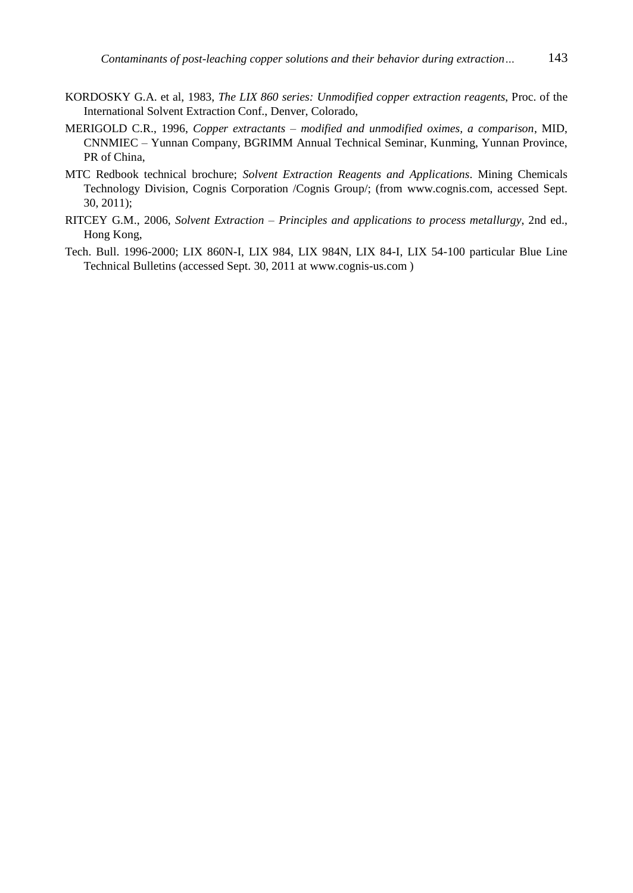KORDOSKY G.A. et al, 1983, *The LIX 860 series: Unmodified copper extraction reagents*, Proc. of the International Solvent Extraction Conf., Denver, Colorado,

MERIGOLD C.R., 1996, *Copper extractants – modified and unmodified oximes, a comparison*, MID, CNNMIEC – Yunnan Company, BGRIMM Annual Technical Seminar, Kunming, Yunnan Province, PR of China,

MTC Redbook technical brochure; *Solvent Extraction Reagents and Applications*. Mining Chemicals Technology Division, Cognis Corporation /Cognis Group/; (from www.cognis.com, accessed Sept. 30, 2011);

RITCEY G.M., 2006, *Solvent Extraction – Principles and applications to process metallurgy*, 2nd ed., Hong Kong,

Tech. Bull. 1996-2000; LIX 860N-I, LIX 984, LIX 984N, LIX 84-I, LIX 54-100 particular Blue Line Technical Bulletins (accessed Sept. 30, 2011 at www.cognis-us.com )